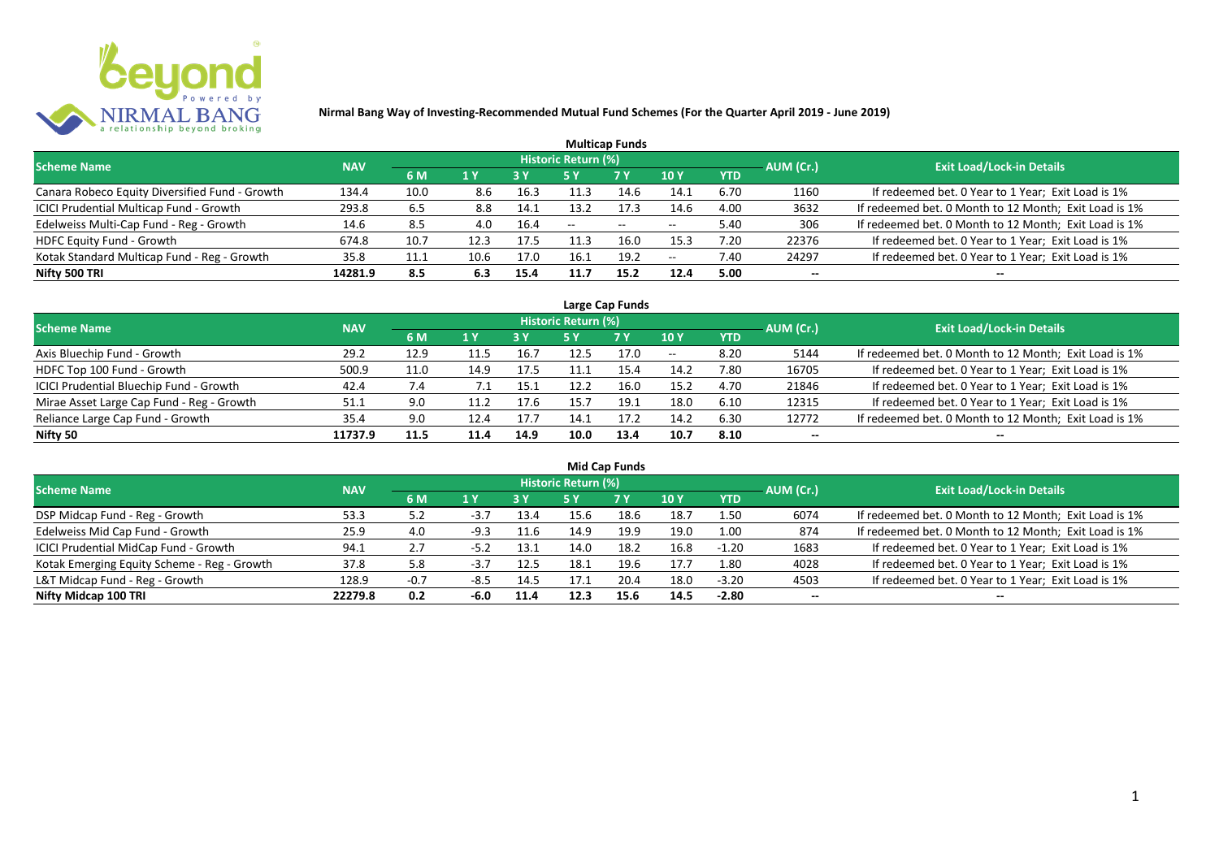**Nirmal Bang Way of Investing-Recommended Mutual Fund Schemes (For the Quarter April 2019 - June 2019)**

## Multicap Funds

| Scheme Name | NAV | Historic Return (%) | | | | | | | AUM (Cr.) | Exit Load/Lock-in Details |
|---|---|---|---|---|---|---|---|---|---|---|
| | | 6 M | 1 Y | 3 Y | 5 Y | 7 Y | 10 Y | YTD | | |
| Canara Robeco Equity Diversified Fund - Growth | 134.4 | 10.0 | 8.6 | 16.3 | 11.3 | 14.6 | 14.1 | 6.70 | 1160 | If redeemed bet. 0 Year to 1 Year; Exit Load is 1% |
| ICICI Prudential Multicap Fund - Growth | 293.8 | 6.5 | 8.8 | 14.1 | 13.2 | 17.3 | 14.6 | 4.00 | 3632 | If redeemed bet. 0 Month to 12 Month; Exit Load is 1% |
| Edelweiss Multi-Cap Fund - Reg - Growth | 14.6 | 8.5 | 4.0 | 16.4 | -- | -- | -- | 5.40 | 306 | If redeemed bet. 0 Month to 12 Month; Exit Load is 1% |
| HDFC Equity Fund - Growth | 674.8 | 10.7 | 12.3 | 17.5 | 11.3 | 16.0 | 15.3 | 7.20 | 22376 | If redeemed bet. 0 Year to 1 Year; Exit Load is 1% |
| Kotak Standard Multicap Fund - Reg - Growth | 35.8 | 11.1 | 10.6 | 17.0 | 16.1 | 19.2 | -- | 7.40 | 24297 | If redeemed bet. 0 Year to 1 Year; Exit Load is 1% |
| **Nifty 500 TRI** | **14281.9** | **8.5** | **6.3** | **15.4** | **11.7** | **15.2** | **12.4** | **5.00** | **--** | **--** |

## Large Cap Funds

| Scheme Name | NAV | Historic Return (%) | | | | | | | AUM (Cr.) | Exit Load/Lock-in Details |
|---|---|---|---|---|---|---|---|---|---|---|
| | | 6 M | 1 Y | 3 Y | 5 Y | 7 Y | 10 Y | YTD | | |
| Axis Bluechip Fund - Growth | 29.2 | 12.9 | 11.5 | 16.7 | 12.5 | 17.0 | -- | 8.20 | 5144 | If redeemed bet. 0 Month to 12 Month; Exit Load is 1% |
| HDFC Top 100 Fund - Growth | 500.9 | 11.0 | 14.9 | 17.5 | 11.1 | 15.4 | 14.2 | 7.80 | 16705 | If redeemed bet. 0 Year to 1 Year; Exit Load is 1% |
| ICICI Prudential Bluechip Fund - Growth | 42.4 | 7.4 | 7.1 | 15.1 | 12.2 | 16.0 | 15.2 | 4.70 | 21846 | If redeemed bet. 0 Year to 1 Year; Exit Load is 1% |
| Mirae Asset Large Cap Fund - Reg - Growth | 51.1 | 9.0 | 11.2 | 17.6 | 15.7 | 19.1 | 18.0 | 6.10 | 12315 | If redeemed bet. 0 Year to 1 Year; Exit Load is 1% |
| Reliance Large Cap Fund - Growth | 35.4 | 9.0 | 12.4 | 17.7 | 14.1 | 17.2 | 14.2 | 6.30 | 12772 | If redeemed bet. 0 Month to 12 Month; Exit Load is 1% |
| **Nifty 50** | **11737.9** | **11.5** | **11.4** | **14.9** | **10.0** | **13.4** | **10.7** | **8.10** | **--** | **--** |

## Mid Cap Funds

| Scheme Name | NAV | Historic Return (%) | | | | | | | AUM (Cr.) | Exit Load/Lock-in Details |
|---|---|---|---|---|---|---|---|---|---|---|
| | | 6 M | 1 Y | 3 Y | 5 Y | 7 Y | 10 Y | YTD | | |
| DSP Midcap Fund - Reg - Growth | 53.3 | 5.2 | -3.7 | 13.4 | 15.6 | 18.6 | 18.7 | 1.50 | 6074 | If redeemed bet. 0 Month to 12 Month; Exit Load is 1% |
| Edelweiss Mid Cap Fund - Growth | 25.9 | 4.0 | -9.3 | 11.6 | 14.9 | 19.9 | 19.0 | 1.00 | 874 | If redeemed bet. 0 Month to 12 Month; Exit Load is 1% |
| ICICI Prudential MidCap Fund - Growth | 94.1 | 2.7 | -5.2 | 13.1 | 14.0 | 18.2 | 16.8 | -1.20 | 1683 | If redeemed bet. 0 Year to 1 Year; Exit Load is 1% |
| Kotak Emerging Equity Scheme - Reg - Growth | 37.8 | 5.8 | -3.7 | 12.5 | 18.1 | 19.6 | 17.7 | 1.80 | 4028 | If redeemed bet. 0 Year to 1 Year; Exit Load is 1% |
| L&T Midcap Fund - Reg - Growth | 128.9 | -0.7 | -8.5 | 14.5 | 17.1 | 20.4 | 18.0 | -3.20 | 4503 | If redeemed bet. 0 Year to 1 Year; Exit Load is 1% |
| **Nifty Midcap 100 TRI** | **22279.8** | **0.2** | **-6.0** | **11.4** | **12.3** | **15.6** | **14.5** | **-2.80** | **--** | **--** |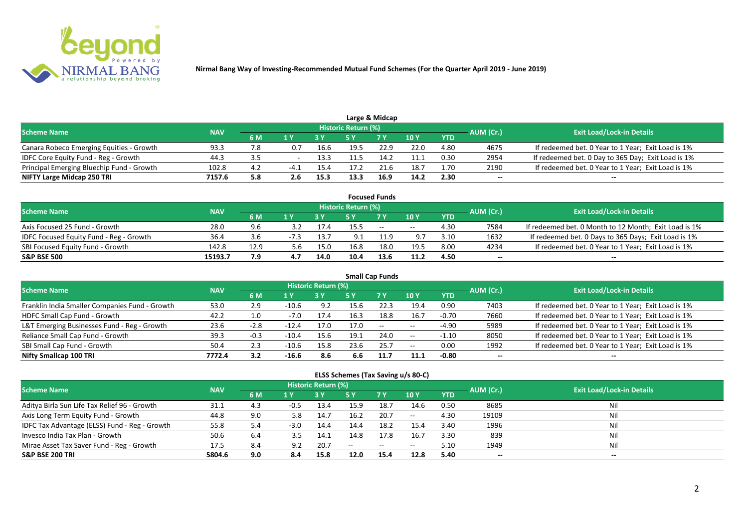# Nirmal Bang Way of Investing-Recommended Mutual Fund Schemes (For the Quarter April 2019 - June 2019)

## Large & Midcap

| Scheme Name | NAV | Historic Return (%) | | | | | | | AUM (Cr.) | Exit Load/Lock-in Details |
|---|---|---|---|---|---|---|---|---|---|---|
| | | 6 M | 1 Y | 3 Y | 5 Y | 7 Y | 10 Y | YTD | | |
| Canara Robeco Emerging Equities - Growth | 93.3 | 7.8 | 0.7 | 16.6 | 19.5 | 22.9 | 22.0 | 4.80 | 4675 | If redeemed bet. 0 Year to 1 Year; Exit Load is 1% |
| IDFC Core Equity Fund - Reg - Growth | 44.3 | 3.5 | - | 13.3 | 11.5 | 14.2 | 11.1 | 0.30 | 2954 | If redeemed bet. 0 Day to 365 Day; Exit Load is 1% |
| Principal Emerging Bluechip Fund - Growth | 102.8 | 4.2 | -4.1 | 15.4 | 17.2 | 21.6 | 18.7 | 1.70 | 2190 | If redeemed bet. 0 Year to 1 Year; Exit Load is 1% |
| **NIFTY Large Midcap 250 TRI** | **7157.6** | **5.8** | **2.6** | **15.3** | **13.3** | **16.9** | **14.2** | **2.30** | -- | -- |

## Focused Funds

| Scheme Name | NAV | Historic Return (%) | | | | | | | AUM (Cr.) | Exit Load/Lock-in Details |
|---|---|---|---|---|---|---|---|---|---|---|
| | | 6 M | 1 Y | 3 Y | 5 Y | 7 Y | 10 Y | YTD | | |
| Axis Focused 25 Fund - Growth | 28.0 | 9.6 | 3.2 | 17.4 | 15.5 | -- | -- | 4.30 | 7584 | If redeemed bet. 0 Month to 12 Month; Exit Load is 1% |
| IDFC Focused Equity Fund - Reg - Growth | 36.4 | 3.6 | -7.3 | 13.7 | 9.1 | 11.9 | 9.7 | 3.10 | 1632 | If redeemed bet. 0 Days to 365 Days; Exit Load is 1% |
| SBI Focused Equity Fund - Growth | 142.8 | 12.9 | 5.6 | 15.0 | 16.8 | 18.0 | 19.5 | 8.00 | 4234 | If redeemed bet. 0 Year to 1 Year; Exit Load is 1% |
| **S&P BSE 500** | **15193.7** | **7.9** | **4.7** | **14.0** | **10.4** | **13.6** | **11.2** | **4.50** | -- | -- |

## Small Cap Funds

| Scheme Name | NAV | Historic Return (%) | | | | | | | AUM (Cr.) | Exit Load/Lock-in Details |
|---|---|---|---|---|---|---|---|---|---|---|
| | | 6 M | 1 Y | 3 Y | 5 Y | 7 Y | 10 Y | YTD | | |
| Franklin India Smaller Companies Fund - Growth | 53.0 | 2.9 | -10.6 | 9.2 | 15.6 | 22.3 | 19.4 | 0.90 | 7403 | If redeemed bet. 0 Year to 1 Year; Exit Load is 1% |
| HDFC Small Cap Fund - Growth | 42.2 | 1.0 | -7.0 | 17.4 | 16.3 | 18.8 | 16.7 | -0.70 | 7660 | If redeemed bet. 0 Year to 1 Year; Exit Load is 1% |
| L&T Emerging Businesses Fund - Reg - Growth | 23.6 | -2.8 | -12.4 | 17.0 | 17.0 | -- | -- | -4.90 | 5989 | If redeemed bet. 0 Year to 1 Year; Exit Load is 1% |
| Reliance Small Cap Fund - Growth | 39.3 | -0.3 | -10.4 | 15.6 | 19.1 | 24.0 | -- | -1.10 | 8050 | If redeemed bet. 0 Year to 1 Year; Exit Load is 1% |
| SBI Small Cap Fund - Growth | 50.4 | 2.3 | -10.6 | 15.8 | 23.6 | 25.7 | -- | 0.00 | 1992 | If redeemed bet. 0 Year to 1 Year; Exit Load is 1% |
| **Nifty Smallcap 100 TRI** | **7772.4** | **3.2** | **-16.6** | **8.6** | **6.6** | **11.7** | **11.1** | **-0.80** | -- | -- |

## ELSS Schemes (Tax Saving u/s 80-C)

| Scheme Name | NAV | Historic Return (%) | | | | | | | AUM (Cr.) | Exit Load/Lock-in Details |
|---|---|---|---|---|---|---|---|---|---|---|
| | | 6 M | 1 Y | 3 Y | 5 Y | 7 Y | 10 Y | YTD | | |
| Aditya Birla Sun Life Tax Relief 96 - Growth | 31.1 | 4.3 | -0.5 | 13.4 | 15.9 | 18.7 | 14.6 | 0.50 | 8685 | Nil |
| Axis Long Term Equity Fund - Growth | 44.8 | 9.0 | 5.8 | 14.7 | 16.2 | 20.7 | -- | 4.30 | 19109 | Nil |
| IDFC Tax Advantage (ELSS) Fund - Reg - Growth | 55.8 | 5.4 | -3.0 | 14.4 | 14.4 | 18.2 | 15.4 | 3.40 | 1996 | Nil |
| Invesco India Tax Plan - Growth | 50.6 | 6.4 | 3.5 | 14.1 | 14.8 | 17.8 | 16.7 | 3.30 | 839 | Nil |
| Mirae Asset Tax Saver Fund - Reg - Growth | 17.5 | 8.4 | 9.2 | 20.7 | -- | -- | -- | 5.10 | 1949 | Nil |
| **S&P BSE 200 TRI** | **5804.6** | **9.0** | **8.4** | **15.8** | **12.0** | **15.4** | **12.8** | **5.40** | -- | -- |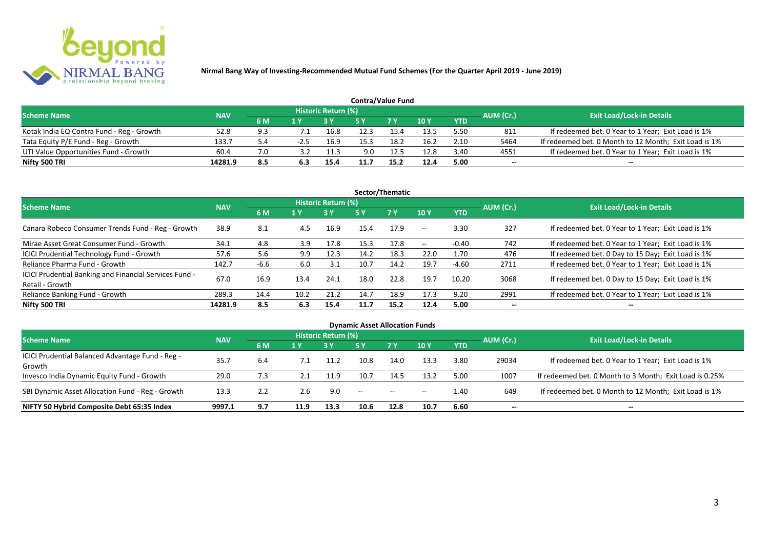**Nirmal Bang Way of Investing-Recommended Mutual Fund Schemes (For the Quarter April 2019 - June 2019)**

### Contra/Value Fund

| Scheme Name | NAV | Historic Return (%) | | | | | | | AUM (Cr.) | Exit Load/Lock-in Details |
|---|---|---|---|---|---|---|---|---|---|---|
| | | 6 M | 1 Y | 3 Y | 5 Y | 7 Y | 10 Y | YTD | | |
| Kotak India EQ Contra Fund - Reg - Growth | 52.8 | 9.3 | 7.1 | 16.8 | 12.3 | 15.4 | 13.5 | 5.50 | 811 | If redeemed bet. 0 Year to 1 Year; Exit Load is 1% |
| Tata Equity P/E Fund - Reg - Growth | 133.7 | 5.4 | -2.5 | 16.9 | 15.3 | 18.2 | 16.2 | 2.10 | 5464 | If redeemed bet. 0 Month to 12 Month; Exit Load is 1% |
| UTI Value Opportunities Fund - Growth | 60.4 | 7.0 | 3.2 | 11.3 | 9.0 | 12.5 | 12.8 | 3.40 | 4551 | If redeemed bet. 0 Year to 1 Year; Exit Load is 1% |
| **Nifty 500 TRI** | **14281.9** | **8.5** | **6.3** | **15.4** | **11.7** | **15.2** | **12.4** | **5.00** | **--** | **--** |

### Sector/Thematic

| Scheme Name | NAV | Historic Return (%) | | | | | | | AUM (Cr.) | Exit Load/Lock-in Details |
|---|---|---|---|---|---|---|---|---|---|---|
| | | 6 M | 1 Y | 3 Y | 5 Y | 7 Y | 10 Y | YTD | | |
| Canara Robeco Consumer Trends Fund - Reg - Growth | 38.9 | 8.1 | 4.5 | 16.9 | 15.4 | 17.9 | -- | 3.30 | 327 | If redeemed bet. 0 Year to 1 Year; Exit Load is 1% |
| Mirae Asset Great Consumer Fund - Growth | 34.1 | 4.8 | 3.9 | 17.8 | 15.3 | 17.8 | -- | -0.40 | 742 | If redeemed bet. 0 Year to 1 Year; Exit Load is 1% |
| ICICI Prudential Technology Fund - Growth | 57.6 | 5.6 | 9.9 | 12.3 | 14.2 | 18.3 | 22.0 | 1.70 | 476 | If redeemed bet. 0 Day to 15 Day; Exit Load is 1% |
| Reliance Pharma Fund - Growth | 142.7 | -6.6 | 6.0 | 3.1 | 10.7 | 14.2 | 19.7 | -4.60 | 2711 | If redeemed bet. 0 Year to 1 Year; Exit Load is 1% |
| ICICI Prudential Banking and Financial Services Fund - Retail - Growth | 67.0 | 16.9 | 13.4 | 24.1 | 18.0 | 22.8 | 19.7 | 10.20 | 3068 | If redeemed bet. 0 Day to 15 Day; Exit Load is 1% |
| Reliance Banking Fund - Growth | 289.3 | 14.4 | 10.2 | 21.2 | 14.7 | 18.9 | 17.3 | 9.20 | 2991 | If redeemed bet. 0 Year to 1 Year; Exit Load is 1% |
| **Nifty 500 TRI** | **14281.9** | **8.5** | **6.3** | **15.4** | **11.7** | **15.2** | **12.4** | **5.00** | **--** | **--** |

### Dynamic Asset Allocation Funds

| Scheme Name | NAV | Historic Return (%) | | | | | | | AUM (Cr.) | Exit Load/Lock-in Details |
|---|---|---|---|---|---|---|---|---|---|---|
| | | 6 M | 1 Y | 3 Y | 5 Y | 7 Y | 10 Y | YTD | | |
| ICICI Prudential Balanced Advantage Fund - Reg - Growth | 35.7 | 6.4 | 7.1 | 11.2 | 10.8 | 14.0 | 13.3 | 3.80 | 29034 | If redeemed bet. 0 Year to 1 Year; Exit Load is 1% |
| Invesco India Dynamic Equity Fund - Growth | 29.0 | 7.3 | 2.1 | 11.9 | 10.7 | 14.5 | 13.2 | 5.00 | 1007 | If redeemed bet. 0 Month to 3 Month; Exit Load is 0.25% |
| SBI Dynamic Asset Allocation Fund - Reg - Growth | 13.3 | 2.2 | 2.6 | 9.0 | -- | -- | -- | 1.40 | 649 | If redeemed bet. 0 Month to 12 Month; Exit Load is 1% |
| **NIFTY 50 Hybrid Composite Debt 65:35 Index** | **9997.1** | **9.7** | **11.9** | **13.3** | **10.6** | **12.8** | **10.7** | **6.60** | **--** | **--** |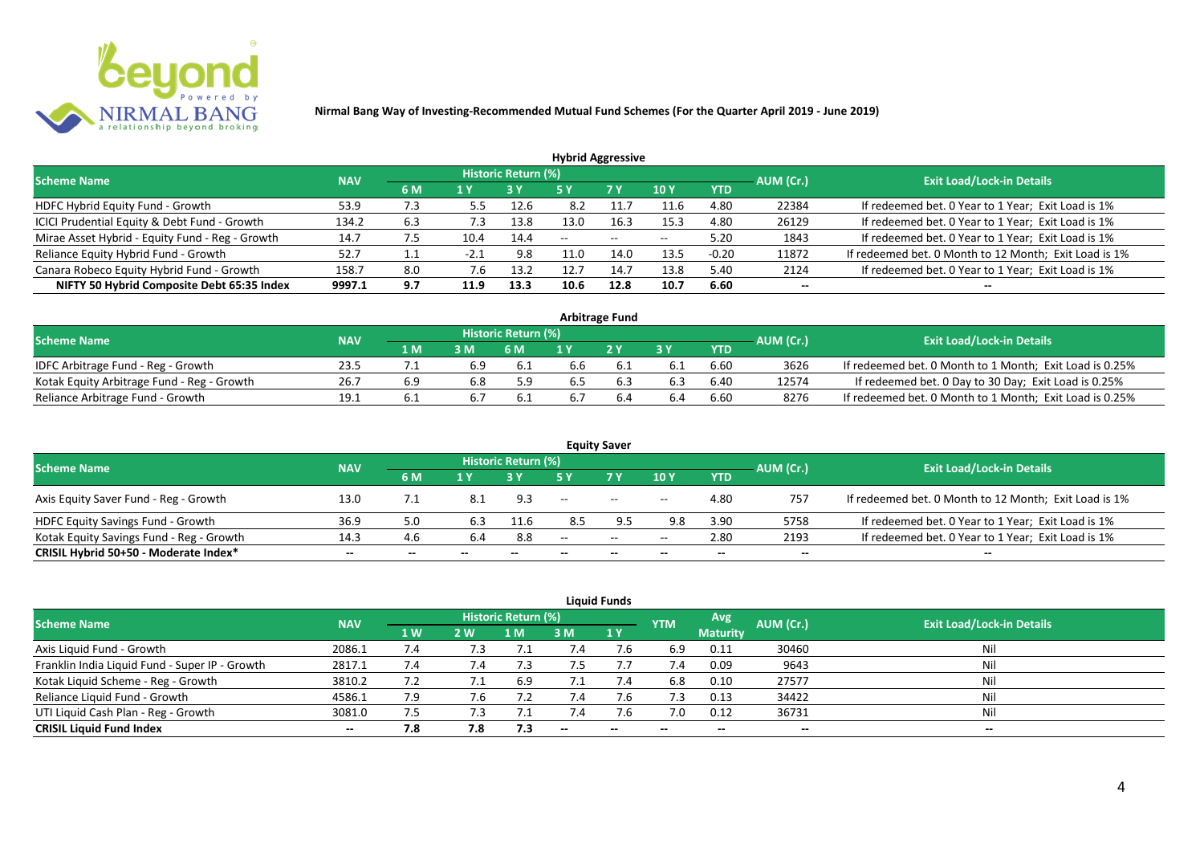**Nirmal Bang Way of Investing-Recommended Mutual Fund Schemes (For the Quarter April 2019 - June 2019)**

## Hybrid Aggressive

| Scheme Name | NAV | Historic Return (%) | | | | | | | AUM (Cr.) | Exit Load/Lock-in Details |
|---|---|---|---|---|---|---|---|---|---|---|
| | | 6 M | 1 Y | 3 Y | 5 Y | 7 Y | 10 Y | YTD | | |
| HDFC Hybrid Equity Fund - Growth | 53.9 | 7.3 | 5.5 | 12.6 | 8.2 | 11.7 | 11.6 | 4.80 | 22384 | If redeemed bet. 0 Year to 1 Year; Exit Load is 1% |
| ICICI Prudential Equity & Debt Fund - Growth | 134.2 | 6.3 | 7.3 | 13.8 | 13.0 | 16.3 | 15.3 | 4.80 | 26129 | If redeemed bet. 0 Year to 1 Year; Exit Load is 1% |
| Mirae Asset Hybrid - Equity Fund - Reg - Growth | 14.7 | 7.5 | 10.4 | 14.4 | -- | -- | -- | 5.20 | 1843 | If redeemed bet. 0 Year to 1 Year; Exit Load is 1% |
| Reliance Equity Hybrid Fund - Growth | 52.7 | 1.1 | -2.1 | 9.8 | 11.0 | 14.0 | 13.5 | -0.20 | 11872 | If redeemed bet. 0 Month to 12 Month; Exit Load is 1% |
| Canara Robeco Equity Hybrid Fund - Growth | 158.7 | 8.0 | 7.6 | 13.2 | 12.7 | 14.7 | 13.8 | 5.40 | 2124 | If redeemed bet. 0 Year to 1 Year; Exit Load is 1% |
| **NIFTY 50 Hybrid Composite Debt 65:35 Index** | **9997.1** | **9.7** | **11.9** | **13.3** | **10.6** | **12.8** | **10.7** | **6.60** | **--** | **--** |

## Arbitrage Fund

| Scheme Name | NAV | Historic Return (%) | | | | | | | AUM (Cr.) | Exit Load/Lock-in Details |
|---|---|---|---|---|---|---|---|---|---|---|
| | | 1 M | 3 M | 6 M | 1 Y | 2 Y | 3 Y | YTD | | |
| IDFC Arbitrage Fund - Reg - Growth | 23.5 | 7.1 | 6.9 | 6.1 | 6.6 | 6.1 | 6.1 | 6.60 | 3626 | If redeemed bet. 0 Month to 1 Month; Exit Load is 0.25% |
| Kotak Equity Arbitrage Fund - Reg - Growth | 26.7 | 6.9 | 6.8 | 5.9 | 6.5 | 6.3 | 6.3 | 6.40 | 12574 | If redeemed bet. 0 Day to 30 Day; Exit Load is 0.25% |
| Reliance Arbitrage Fund - Growth | 19.1 | 6.1 | 6.7 | 6.1 | 6.7 | 6.4 | 6.4 | 6.60 | 8276 | If redeemed bet. 0 Month to 1 Month; Exit Load is 0.25% |

## Equity Saver

| Scheme Name | NAV | Historic Return (%) | | | | | | | AUM (Cr.) | Exit Load/Lock-in Details |
|---|---|---|---|---|---|---|---|---|---|---|
| | | 6 M | 1 Y | 3 Y | 5 Y | 7 Y | 10 Y | YTD | | |
| Axis Equity Saver Fund - Reg - Growth | 13.0 | 7.1 | 8.1 | 9.3 | -- | -- | -- | 4.80 | 757 | If redeemed bet. 0 Month to 12 Month; Exit Load is 1% |
| HDFC Equity Savings Fund - Growth | 36.9 | 5.0 | 6.3 | 11.6 | 8.5 | 9.5 | 9.8 | 3.90 | 5758 | If redeemed bet. 0 Year to 1 Year; Exit Load is 1% |
| Kotak Equity Savings Fund - Reg - Growth | 14.3 | 4.6 | 6.4 | 8.8 | -- | -- | -- | 2.80 | 2193 | If redeemed bet. 0 Year to 1 Year; Exit Load is 1% |
| **CRISIL Hybrid 50+50 - Moderate Index*** | **--** | **--** | **--** | **--** | **--** | **--** | **--** | **--** | **--** | **--** |

## Liquid Funds

| Scheme Name | NAV | Historic Return (%) | | | | | YTM | Avg Maturity | AUM (Cr.) | Exit Load/Lock-in Details |
|---|---|---|---|---|---|---|---|---|---|---|
| | | 1 W | 2 W | 1 M | 3 M | 1 Y | | | | |
| Axis Liquid Fund - Growth | 2086.1 | 7.4 | 7.3 | 7.1 | 7.4 | 7.6 | 6.9 | 0.11 | 30460 | Nil |
| Franklin India Liquid Fund - Super IP - Growth | 2817.1 | 7.4 | 7.4 | 7.3 | 7.5 | 7.7 | 7.4 | 0.09 | 9643 | Nil |
| Kotak Liquid Scheme - Reg - Growth | 3810.2 | 7.2 | 7.1 | 6.9 | 7.1 | 7.4 | 6.8 | 0.10 | 27577 | Nil |
| Reliance Liquid Fund - Growth | 4586.1 | 7.9 | 7.6 | 7.2 | 7.4 | 7.6 | 7.3 | 0.13 | 34422 | Nil |
| UTI Liquid Cash Plan - Reg - Growth | 3081.0 | 7.5 | 7.3 | 7.1 | 7.4 | 7.6 | 7.0 | 0.12 | 36731 | Nil |
| **CRISIL Liquid Fund Index** | **--** | **7.8** | **7.8** | **7.3** | **--** | **--** | **--** | **--** | **--** | **--** |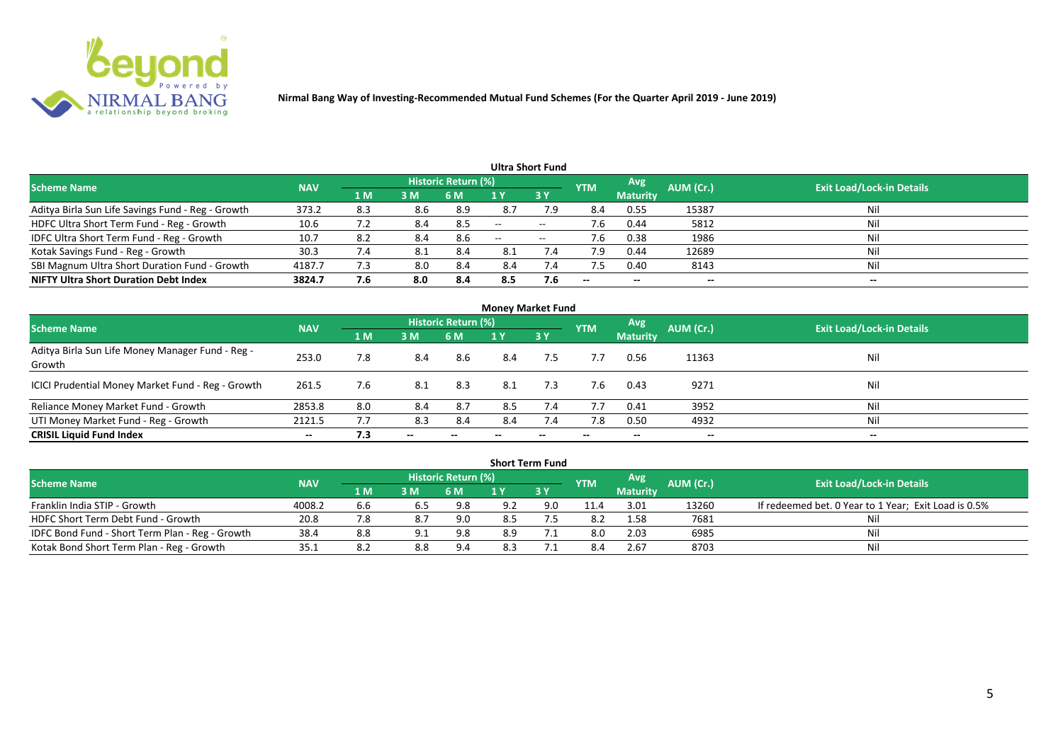**Nirmal Bang Way of Investing-Recommended Mutual Fund Schemes (For the Quarter April 2019 - June 2019)**

### Ultra Short Fund

| Scheme Name | NAV | Historic Return (%) | | | | | YTM | Avg Maturity | AUM (Cr.) | Exit Load/Lock-in Details |
|---|---|---|---|---|---|---|---|---|---|---|
| | | 1 M | 3 M | 6 M | 1 Y | 3 Y | | | | |
| Aditya Birla Sun Life Savings Fund - Reg - Growth | 373.2 | 8.3 | 8.6 | 8.9 | 8.7 | 7.9 | 8.4 | 0.55 | 15387 | Nil |
| HDFC Ultra Short Term Fund - Reg - Growth | 10.6 | 7.2 | 8.4 | 8.5 | -- | -- | 7.6 | 0.44 | 5812 | Nil |
| IDFC Ultra Short Term Fund - Reg - Growth | 10.7 | 8.2 | 8.4 | 8.6 | -- | -- | 7.6 | 0.38 | 1986 | Nil |
| Kotak Savings Fund - Reg - Growth | 30.3 | 7.4 | 8.1 | 8.4 | 8.1 | 7.4 | 7.9 | 0.44 | 12689 | Nil |
| SBI Magnum Ultra Short Duration Fund - Growth | 4187.7 | 7.3 | 8.0 | 8.4 | 8.4 | 7.4 | 7.5 | 0.40 | 8143 | Nil |
| **NIFTY Ultra Short Duration Debt Index** | **3824.7** | **7.6** | **8.0** | **8.4** | **8.5** | **7.6** | -- | -- | -- | -- |

### Money Market Fund

| Scheme Name | NAV | Historic Return (%) | | | | | YTM | Avg Maturity | AUM (Cr.) | Exit Load/Lock-in Details |
|---|---|---|---|---|---|---|---|---|---|---|
| | | 1 M | 3 M | 6 M | 1 Y | 3 Y | | | | |
| Aditya Birla Sun Life Money Manager Fund - Reg - Growth | 253.0 | 7.8 | 8.4 | 8.6 | 8.4 | 7.5 | 7.7 | 0.56 | 11363 | Nil |
| ICICI Prudential Money Market Fund - Reg - Growth | 261.5 | 7.6 | 8.1 | 8.3 | 8.1 | 7.3 | 7.6 | 0.43 | 9271 | Nil |
| Reliance Money Market Fund - Growth | 2853.8 | 8.0 | 8.4 | 8.7 | 8.5 | 7.4 | 7.7 | 0.41 | 3952 | Nil |
| UTI Money Market Fund - Reg - Growth | 2121.5 | 7.7 | 8.3 | 8.4 | 8.4 | 7.4 | 7.8 | 0.50 | 4932 | Nil |
| **CRISIL Liquid Fund Index** | -- | **7.3** | -- | -- | -- | -- | -- | -- | -- | -- |

### Short Term Fund

| Scheme Name | NAV | Historic Return (%) | | | | | YTM | Avg Maturity | AUM (Cr.) | Exit Load/Lock-in Details |
|---|---|---|---|---|---|---|---|---|---|---|
| | | 1 M | 3 M | 6 M | 1 Y | 3 Y | | | | |
| Franklin India STIP - Growth | 4008.2 | 6.6 | 6.5 | 9.8 | 9.2 | 9.0 | 11.4 | 3.01 | 13260 | If redeemed bet. 0 Year to 1 Year; Exit Load is 0.5% |
| HDFC Short Term Debt Fund - Growth | 20.8 | 7.8 | 8.7 | 9.0 | 8.5 | 7.5 | 8.2 | 1.58 | 7681 | Nil |
| IDFC Bond Fund - Short Term Plan - Reg - Growth | 38.4 | 8.8 | 9.1 | 9.8 | 8.9 | 7.1 | 8.0 | 2.03 | 6985 | Nil |
| Kotak Bond Short Term Plan - Reg - Growth | 35.1 | 8.2 | 8.8 | 9.4 | 8.3 | 7.1 | 8.4 | 2.67 | 8703 | Nil |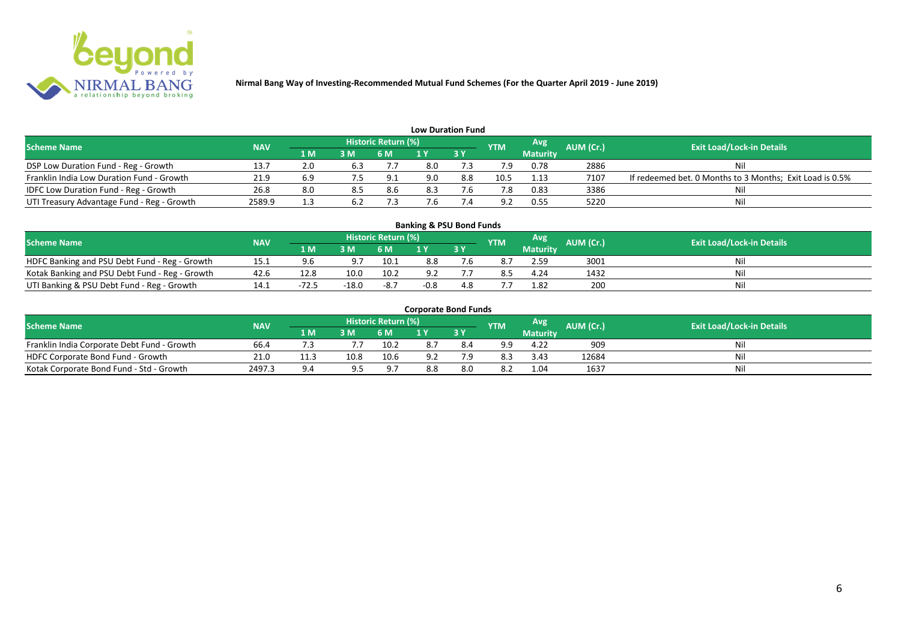**Nirmal Bang Way of Investing-Recommended Mutual Fund Schemes (For the Quarter April 2019 - June 2019)**

## Low Duration Fund

| Scheme Name | NAV | Historic Return (%) | | | | | YTM | Avg Maturity | AUM (Cr.) | Exit Load/Lock-in Details |
|---|---|---|---|---|---|---|---|---|---|---|
| | | 1 M | 3 M | 6 M | 1 Y | 3 Y | | | | |
| DSP Low Duration Fund - Reg - Growth | 13.7 | 2.0 | 6.3 | 7.7 | 8.0 | 7.3 | 7.9 | 0.78 | 2886 | Nil |
| Franklin India Low Duration Fund - Growth | 21.9 | 6.9 | 7.5 | 9.1 | 9.0 | 8.8 | 10.5 | 1.13 | 7107 | If redeemed bet. 0 Months to 3 Months; Exit Load is 0.5% |
| IDFC Low Duration Fund - Reg - Growth | 26.8 | 8.0 | 8.5 | 8.6 | 8.3 | 7.6 | 7.8 | 0.83 | 3386 | Nil |
| UTI Treasury Advantage Fund - Reg - Growth | 2589.9 | 1.3 | 6.2 | 7.3 | 7.6 | 7.4 | 9.2 | 0.55 | 5220 | Nil |

## Banking & PSU Bond Funds

| Scheme Name | NAV | Historic Return (%) | | | | | YTM | Avg Maturity | AUM (Cr.) | Exit Load/Lock-in Details |
|---|---|---|---|---|---|---|---|---|---|---|
| | | 1 M | 3 M | 6 M | 1 Y | 3 Y | | | | |
| HDFC Banking and PSU Debt Fund - Reg - Growth | 15.1 | 9.6 | 9.7 | 10.1 | 8.8 | 7.6 | 8.7 | 2.59 | 3001 | Nil |
| Kotak Banking and PSU Debt Fund - Reg - Growth | 42.6 | 12.8 | 10.0 | 10.2 | 9.2 | 7.7 | 8.5 | 4.24 | 1432 | Nil |
| UTI Banking & PSU Debt Fund - Reg - Growth | 14.1 | -72.5 | -18.0 | -8.7 | -0.8 | 4.8 | 7.7 | 1.82 | 200 | Nil |

## Corporate Bond Funds

| Scheme Name | NAV | Historic Return (%) | | | | | YTM | Avg Maturity | AUM (Cr.) | Exit Load/Lock-in Details |
|---|---|---|---|---|---|---|---|---|---|---|
| | | 1 M | 3 M | 6 M | 1 Y | 3 Y | | | | |
| Franklin India Corporate Debt Fund - Growth | 66.4 | 7.3 | 7.7 | 10.2 | 8.7 | 8.4 | 9.9 | 4.22 | 909 | Nil |
| HDFC Corporate Bond Fund - Growth | 21.0 | 11.3 | 10.8 | 10.6 | 9.2 | 7.9 | 8.3 | 3.43 | 12684 | Nil |
| Kotak Corporate Bond Fund - Std - Growth | 2497.3 | 9.4 | 9.5 | 9.7 | 8.8 | 8.0 | 8.2 | 1.04 | 1637 | Nil |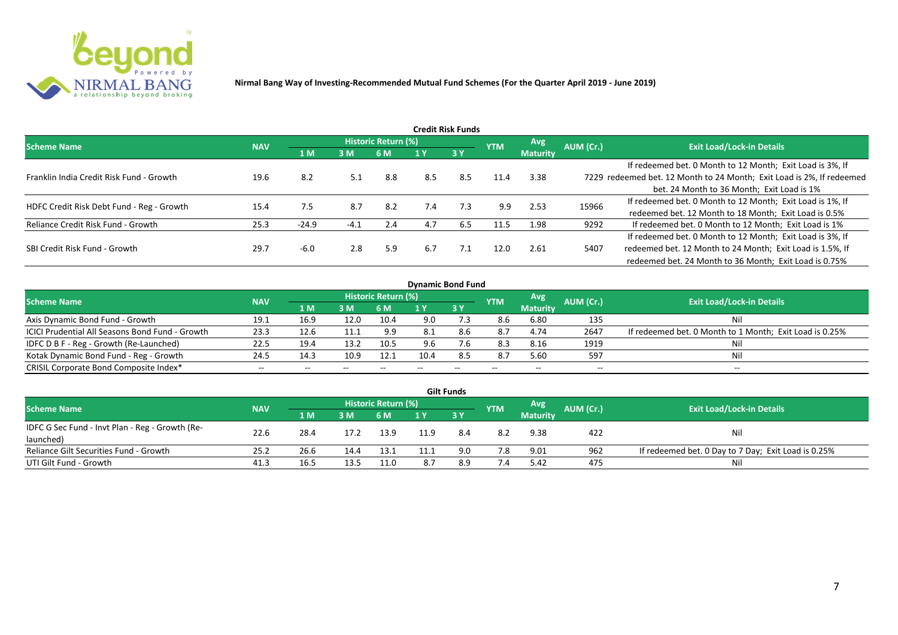**Nirmal Bang Way of Investing-Recommended Mutual Fund Schemes (For the Quarter April 2019 - June 2019)**

### Credit Risk Funds

| Scheme Name | NAV | Historic Return (%) | | | | | YTM | Avg Maturity | AUM (Cr.) | Exit Load/Lock-in Details |
|---|---|---|---|---|---|---|---|---|---|---|
| | | 1 M | 3 M | 6 M | 1 Y | 3 Y | | | | |
| Franklin India Credit Risk Fund - Growth | 19.6 | 8.2 | 5.1 | 8.8 | 8.5 | 8.5 | 11.4 | 3.38 | 7229 | If redeemed bet. 0 Month to 12 Month; Exit Load is 3%, If redeemed bet. 12 Month to 24 Month; Exit Load is 2%, If redeemed bet. 24 Month to 36 Month; Exit Load is 1% |
| HDFC Credit Risk Debt Fund - Reg - Growth | 15.4 | 7.5 | 8.7 | 8.2 | 7.4 | 7.3 | 9.9 | 2.53 | 15966 | If redeemed bet. 0 Month to 12 Month; Exit Load is 1%, If redeemed bet. 12 Month to 18 Month; Exit Load is 0.5% |
| Reliance Credit Risk Fund - Growth | 25.3 | -24.9 | -4.1 | 2.4 | 4.7 | 6.5 | 11.5 | 1.98 | 9292 | If redeemed bet. 0 Month to 12 Month; Exit Load is 1% |
| SBI Credit Risk Fund - Growth | 29.7 | -6.0 | 2.8 | 5.9 | 6.7 | 7.1 | 12.0 | 2.61 | 5407 | If redeemed bet. 0 Month to 12 Month; Exit Load is 3%, If redeemed bet. 12 Month to 24 Month; Exit Load is 1.5%, If redeemed bet. 24 Month to 36 Month; Exit Load is 0.75% |

### Dynamic Bond Fund

| Scheme Name | NAV | Historic Return (%) | | | | | YTM | Avg Maturity | AUM (Cr.) | Exit Load/Lock-in Details |
|---|---|---|---|---|---|---|---|---|---|---|
| | | 1 M | 3 M | 6 M | 1 Y | 3 Y | | | | |
| Axis Dynamic Bond Fund - Growth | 19.1 | 16.9 | 12.0 | 10.4 | 9.0 | 7.3 | 8.6 | 6.80 | 135 | Nil |
| ICICI Prudential All Seasons Bond Fund - Growth | 23.3 | 12.6 | 11.1 | 9.9 | 8.1 | 8.6 | 8.7 | 4.74 | 2647 | If redeemed bet. 0 Month to 1 Month; Exit Load is 0.25% |
| IDFC D B F - Reg - Growth (Re-Launched) | 22.5 | 19.4 | 13.2 | 10.5 | 9.6 | 7.6 | 8.3 | 8.16 | 1919 | Nil |
| Kotak Dynamic Bond Fund - Reg - Growth | 24.5 | 14.3 | 10.9 | 12.1 | 10.4 | 8.5 | 8.7 | 5.60 | 597 | Nil |
| CRISIL Corporate Bond Composite Index* | -- | -- | -- | -- | -- | -- | -- | -- | -- | -- |

### Gilt Funds

| Scheme Name | NAV | Historic Return (%) | | | | | YTM | Avg Maturity | AUM (Cr.) | Exit Load/Lock-in Details |
|---|---|---|---|---|---|---|---|---|---|---|
| | | 1 M | 3 M | 6 M | 1 Y | 3 Y | | | | |
| IDFC G Sec Fund - Invt Plan - Reg - Growth (Re-launched) | 22.6 | 28.4 | 17.2 | 13.9 | 11.9 | 8.4 | 8.2 | 9.38 | 422 | Nil |
| Reliance Gilt Securities Fund - Growth | 25.2 | 26.6 | 14.4 | 13.1 | 11.1 | 9.0 | 7.8 | 9.01 | 962 | If redeemed bet. 0 Day to 7 Day; Exit Load is 0.25% |
| UTI Gilt Fund - Growth | 41.3 | 16.5 | 13.5 | 11.0 | 8.7 | 8.9 | 7.4 | 5.42 | 475 | Nil |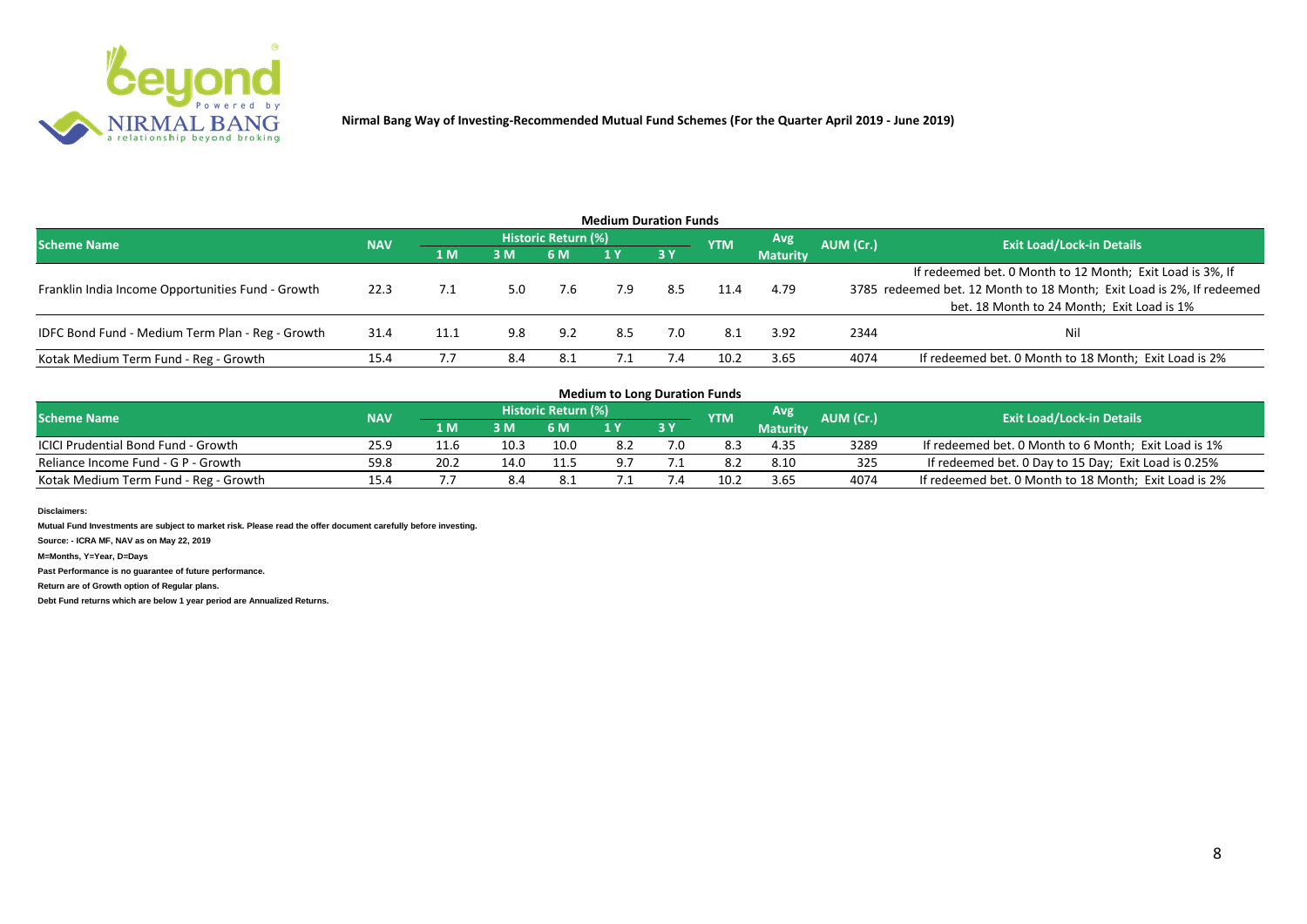**Nirmal Bang Way of Investing-Recommended Mutual Fund Schemes (For the Quarter April 2019 - June 2019)**

### Medium Duration Funds

| Scheme Name | NAV | Historic Return (%) | | | | | YTM | Avg Maturity | AUM (Cr.) | Exit Load/Lock-in Details |
|---|---|---|---|---|---|---|---|---|---|---|
| | | 1 M | 3 M | 6 M | 1 Y | 3 Y | | | | |
| Franklin India Income Opportunities Fund - Growth | 22.3 | 7.1 | 5.0 | 7.6 | 7.9 | 8.5 | 11.4 | 4.79 | 3785 | If redeemed bet. 0 Month to 12 Month; Exit Load is 3%, If redeemed bet. 12 Month to 18 Month; Exit Load is 2%, If redeemed bet. 18 Month to 24 Month; Exit Load is 1% |
| IDFC Bond Fund - Medium Term Plan - Reg - Growth | 31.4 | 11.1 | 9.8 | 9.2 | 8.5 | 7.0 | 8.1 | 3.92 | 2344 | Nil |
| Kotak Medium Term Fund - Reg - Growth | 15.4 | 7.7 | 8.4 | 8.1 | 7.1 | 7.4 | 10.2 | 3.65 | 4074 | If redeemed bet. 0 Month to 18 Month; Exit Load is 2% |

### Medium to Long Duration Funds

| Scheme Name | NAV | Historic Return (%) | | | | | YTM | Avg Maturity | AUM (Cr.) | Exit Load/Lock-in Details |
|---|---|---|---|---|---|---|---|---|---|---|
| | | 1 M | 3 M | 6 M | 1 Y | 3 Y | | | | |
| ICICI Prudential Bond Fund - Growth | 25.9 | 11.6 | 10.3 | 10.0 | 8.2 | 7.0 | 8.3 | 4.35 | 3289 | If redeemed bet. 0 Month to 6 Month; Exit Load is 1% |
| Reliance Income Fund - G P - Growth | 59.8 | 20.2 | 14.0 | 11.5 | 9.7 | 7.1 | 8.2 | 8.10 | 325 | If redeemed bet. 0 Day to 15 Day; Exit Load is 0.25% |
| Kotak Medium Term Fund - Reg - Growth | 15.4 | 7.7 | 8.4 | 8.1 | 7.1 | 7.4 | 10.2 | 3.65 | 4074 | If redeemed bet. 0 Month to 18 Month; Exit Load is 2% |

**Disclaimers:**

**Mutual Fund Investments are subject to market risk. Please read the offer document carefully before investing.**

**Source: - ICRA MF, NAV as on May 22, 2019**

**M=Months, Y=Year, D=Days**

**Past Performance is no guarantee of future performance.**

**Return are of Growth option of Regular plans.**

**Debt Fund returns which are below 1 year period are Annualized Returns.**